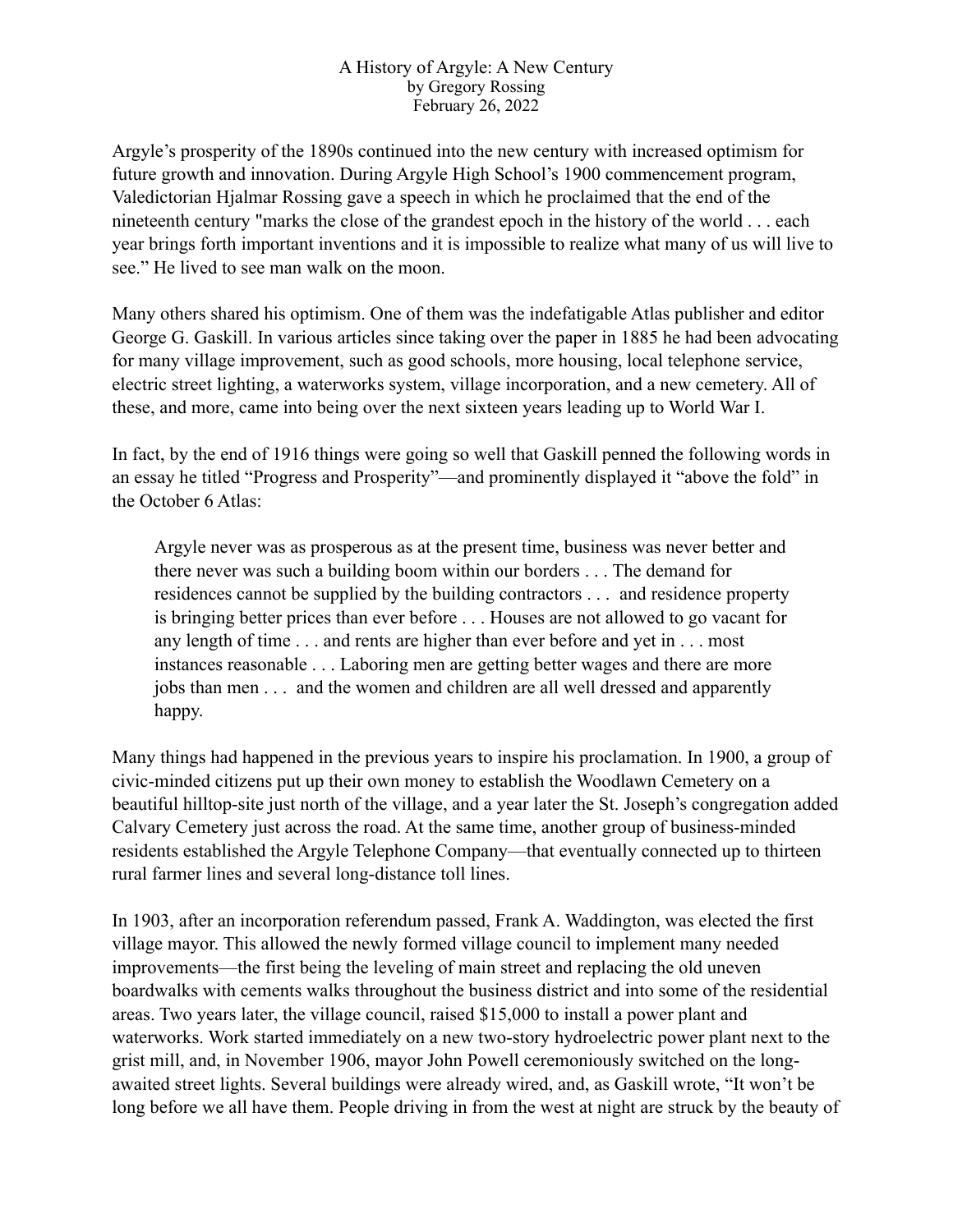# A History of Argyle: A New Century

by Gregory Rossing

February 26, 2022

Argyle's prosperity of the 1890s continued into the new century with increased optimism for future growth and innovation. During Argyle High School's 1900 commencement program, Valedictorian Hjalmar Rossing gave a speech in which he proclaimed that the end of the nineteenth century "marks the close of the grandest epoch in the history of the world . . . each year brings forth important inventions and it is impossible to realize what many of us will live to see." He lived to see man walk on the moon.

Many others shared his optimism. One of them was the indefatigable Atlas publisher and editor George G. Gaskill. In various articles since taking over the paper in 1885 he had been advocating for many village improvement, such as good schools, more housing, local telephone service, electric street lighting, a waterworks system, village incorporation, and a new cemetery. All of these, and more, came into being over the next sixteen years leading up to World War I.

In fact, by the end of 1916 things were going so well that Gaskill penned the following words in an essay he titled "Progress and Prosperity"—and prominently displayed it "above the fold" in the October 6 Atlas:

> Argyle never was as prosperous as at the present time, business was never better and there never was such a building boom within our borders . . . The demand for residences cannot be supplied by the building contractors . . . and residence property is bringing better prices than ever before . . . Houses are not allowed to go vacant for any length of time . . . and rents are higher than ever before and yet in . . . most instances reasonable . . . Laboring men are getting better wages and there are more jobs than men . . . and the women and children are all well dressed and apparently happy.

Many things had happened in the previous years to inspire his proclamation. In 1900, a group of civic-minded citizens put up their own money to establish the Woodlawn Cemetery on a beautiful hilltop-site just north of the village, and a year later the St. Joseph's congregation added Calvary Cemetery just across the road. At the same time, another group of business-minded residents established the Argyle Telephone Company—that eventually connected up to thirteen rural farmer lines and several long-distance toll lines.

In 1903, after an incorporation referendum passed, Frank A. Waddington, was elected the first village mayor. This allowed the newly formed village council to implement many needed improvements—the first being the leveling of main street and replacing the old uneven boardwalks with cements walks throughout the business district and into some of the residential areas. Two years later, the village council, raised $15,000 to install a power plant and waterworks. Work started immediately on a new two-story hydroelectric power plant next to the grist mill, and, in November 1906, mayor John Powell ceremoniously switched on the long-awaited street lights. Several buildings were already wired, and, as Gaskill wrote, "It won't be long before we all have them. People driving in from the west at night are struck by the beauty of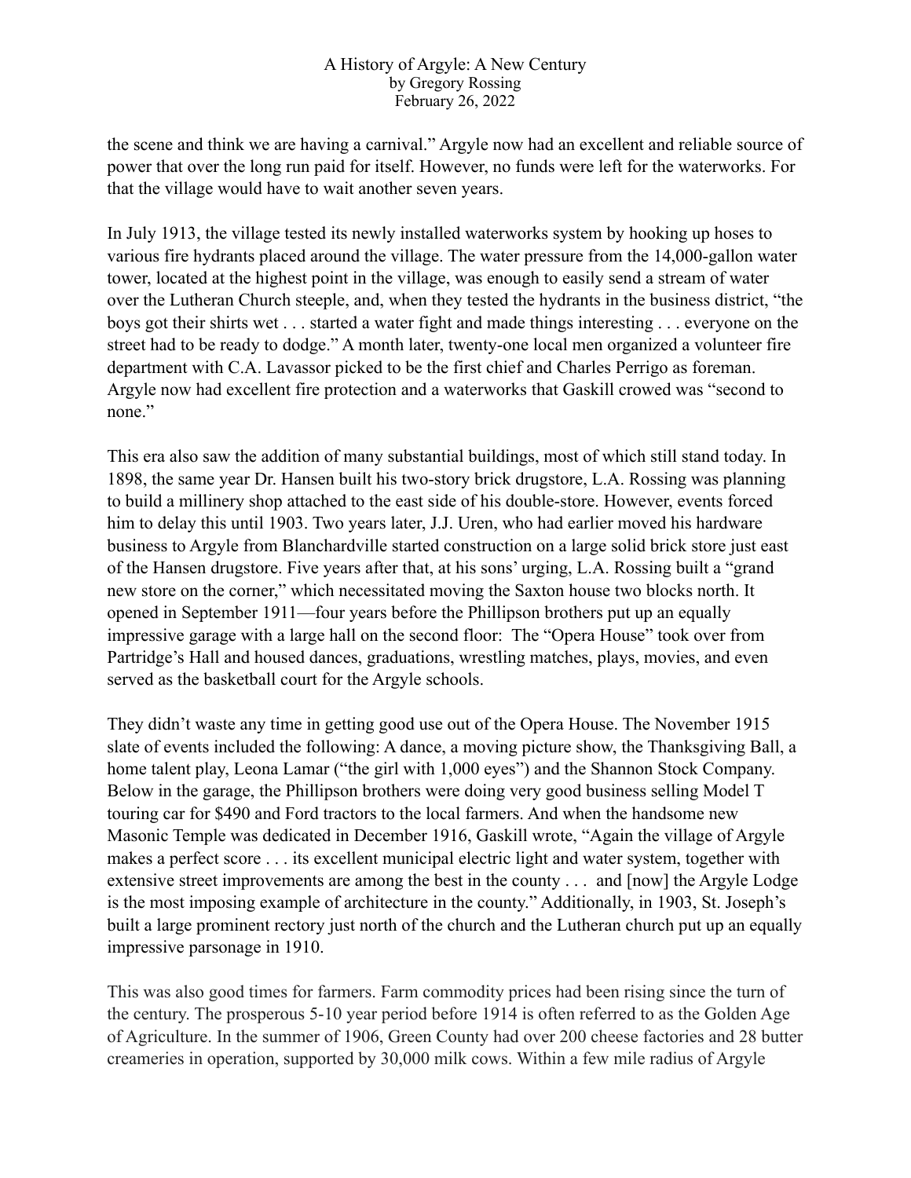the scene and think we are having a carnival." Argyle now had an excellent and reliable source of power that over the long run paid for itself. However, no funds were left for the waterworks. For that the village would have to wait another seven years.

In July 1913, the village tested its newly installed waterworks system by hooking up hoses to various fire hydrants placed around the village. The water pressure from the 14,000-gallon water tower, located at the highest point in the village, was enough to easily send a stream of water over the Lutheran Church steeple, and, when they tested the hydrants in the business district, "the boys got their shirts wet . . . started a water fight and made things interesting . . . everyone on the street had to be ready to dodge." A month later, twenty-one local men organized a volunteer fire department with C.A. Lavassor picked to be the first chief and Charles Perrigo as foreman. Argyle now had excellent fire protection and a waterworks that Gaskill crowed was "second to none."

This era also saw the addition of many substantial buildings, most of which still stand today. In 1898, the same year Dr. Hansen built his two-story brick drugstore, L.A. Rossing was planning to build a millinery shop attached to the east side of his double-store. However, events forced him to delay this until 1903. Two years later, J.J. Uren, who had earlier moved his hardware business to Argyle from Blanchardville started construction on a large solid brick store just east of the Hansen drugstore. Five years after that, at his sons' urging, L.A. Rossing built a "grand new store on the corner," which necessitated moving the Saxton house two blocks north. It opened in September 1911—four years before the Phillipson brothers put up an equally impressive garage with a large hall on the second floor: The "Opera House" took over from Partridge's Hall and housed dances, graduations, wrestling matches, plays, movies, and even served as the basketball court for the Argyle schools.

They didn't waste any time in getting good use out of the Opera House. The November 1915 slate of events included the following: A dance, a moving picture show, the Thanksgiving Ball, a home talent play, Leona Lamar ("the girl with 1,000 eyes") and the Shannon Stock Company. Below in the garage, the Phillipson brothers were doing very good business selling Model T touring car for $490 and Ford tractors to the local farmers. And when the handsome new Masonic Temple was dedicated in December 1916, Gaskill wrote, "Again the village of Argyle makes a perfect score . . . its excellent municipal electric light and water system, together with extensive street improvements are among the best in the county . . . and [now] the Argyle Lodge is the most imposing example of architecture in the county." Additionally, in 1903, St. Joseph's built a large prominent rectory just north of the church and the Lutheran church put up an equally impressive parsonage in 1910.

This was also good times for farmers. Farm commodity prices had been rising since the turn of the century. The prosperous 5-10 year period before 1914 is often referred to as the Golden Age of Agriculture. In the summer of 1906, Green County had over 200 cheese factories and 28 butter creameries in operation, supported by 30,000 milk cows. Within a few mile radius of Argyle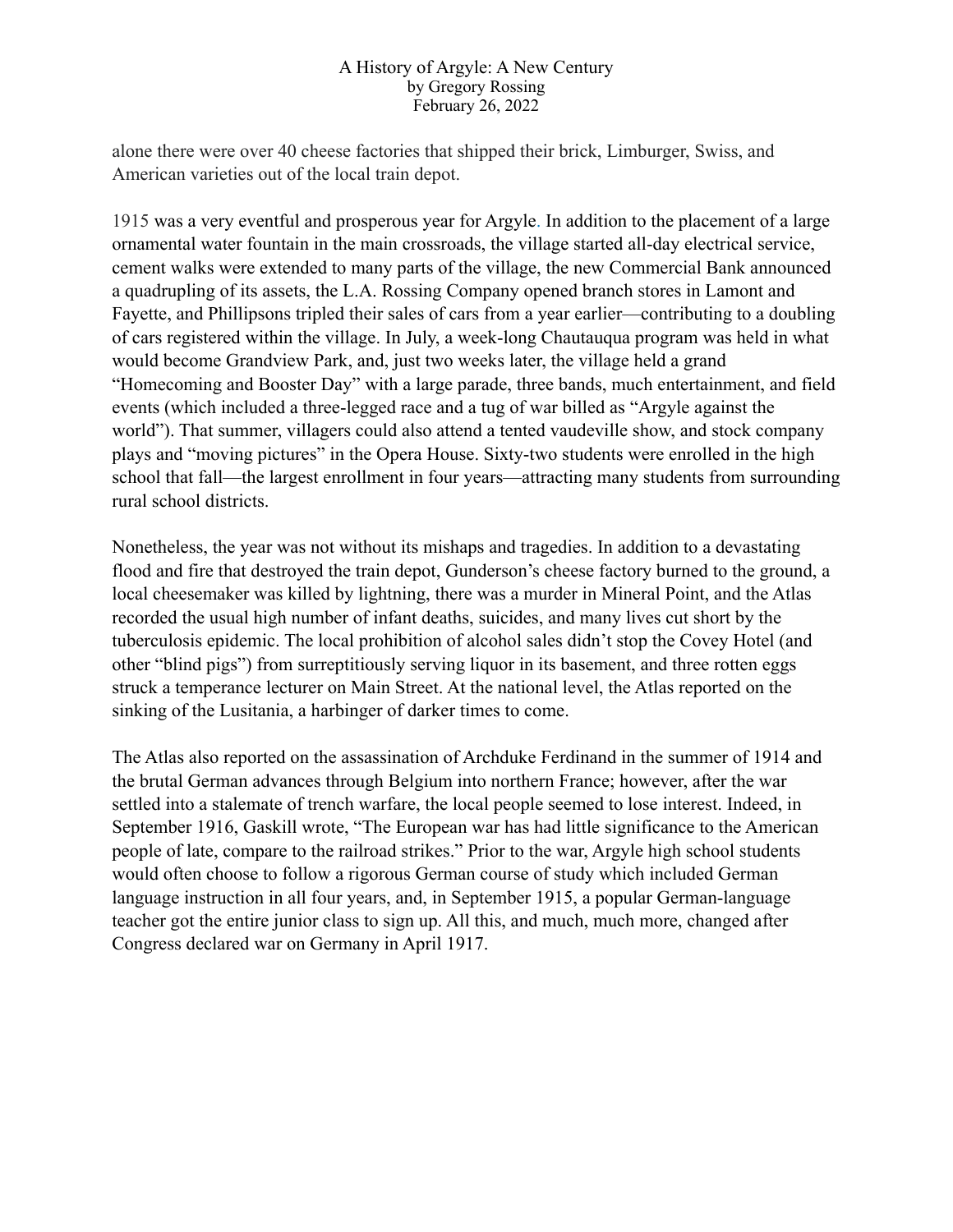alone there were over 40 cheese factories that shipped their brick, Limburger, Swiss, and American varieties out of the local train depot.

1915 was a very eventful and prosperous year for Argyle. In addition to the placement of a large ornamental water fountain in the main crossroads, the village started all-day electrical service, cement walks were extended to many parts of the village, the new Commercial Bank announced a quadrupling of its assets, the L.A. Rossing Company opened branch stores in Lamont and Fayette, and Phillipsons tripled their sales of cars from a year earlier—contributing to a doubling of cars registered within the village. In July, a week-long Chautauqua program was held in what would become Grandview Park, and, just two weeks later, the village held a grand "Homecoming and Booster Day" with a large parade, three bands, much entertainment, and field events (which included a three-legged race and a tug of war billed as "Argyle against the world"). That summer, villagers could also attend a tented vaudeville show, and stock company plays and "moving pictures" in the Opera House. Sixty-two students were enrolled in the high school that fall—the largest enrollment in four years—attracting many students from surrounding rural school districts.

Nonetheless, the year was not without its mishaps and tragedies. In addition to a devastating flood and fire that destroyed the train depot, Gunderson's cheese factory burned to the ground, a local cheesemaker was killed by lightning, there was a murder in Mineral Point, and the Atlas recorded the usual high number of infant deaths, suicides, and many lives cut short by the tuberculosis epidemic. The local prohibition of alcohol sales didn't stop the Covey Hotel (and other "blind pigs") from surreptitiously serving liquor in its basement, and three rotten eggs struck a temperance lecturer on Main Street. At the national level, the Atlas reported on the sinking of the Lusitania, a harbinger of darker times to come.

The Atlas also reported on the assassination of Archduke Ferdinand in the summer of 1914 and the brutal German advances through Belgium into northern France; however, after the war settled into a stalemate of trench warfare, the local people seemed to lose interest. Indeed, in September 1916, Gaskill wrote, "The European war has had little significance to the American people of late, compare to the railroad strikes." Prior to the war, Argyle high school students would often choose to follow a rigorous German course of study which included German language instruction in all four years, and, in September 1915, a popular German-language teacher got the entire junior class to sign up. All this, and much, much more, changed after Congress declared war on Germany in April 1917.